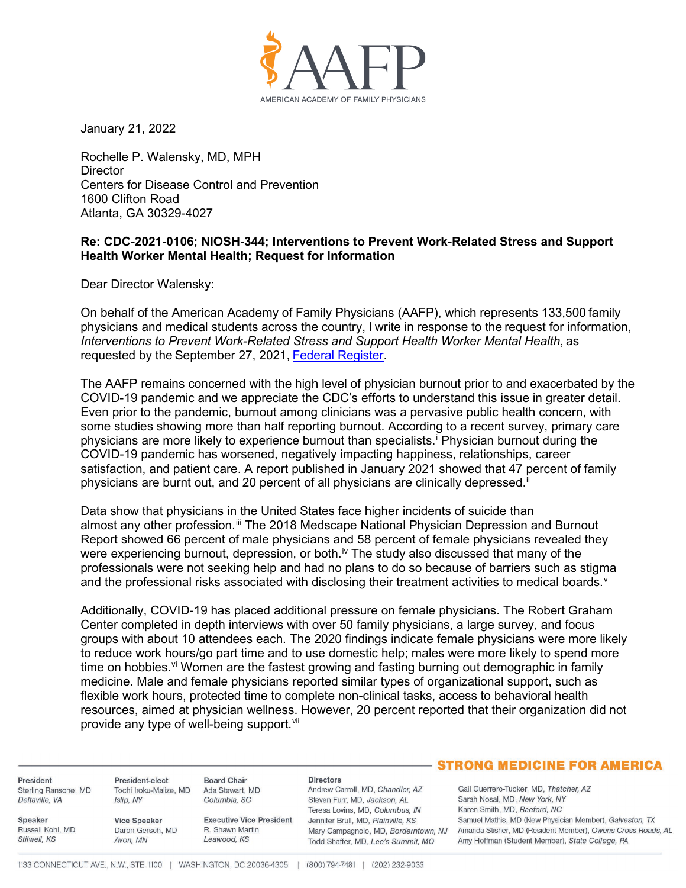# AAFP

AMERICAN ACADEMY OF FAMILY PHYSICIANS

January 21, 2022

Rochelle P. Walensky, MD, MPH
Director
Centers for Disease Control and Prevention
1600 Clifton Road
Atlanta, GA 30329-4027

**Re: CDC-2021-0106; NIOSH-344; Interventions to Prevent Work-Related Stress and Support Health Worker Mental Health; Request for Information**

Dear Director Walensky:

On behalf of the American Academy of Family Physicians (AAFP), which represents 133,500 family physicians and medical students across the country, I write in response to the request for information, *Interventions to Prevent Work-Related Stress and Support Health Worker Mental Health*, as requested by the September 27, 2021, Federal Register.

The AAFP remains concerned with the high level of physician burnout prior to and exacerbated by the COVID-19 pandemic and we appreciate the CDC's efforts to understand this issue in greater detail. Even prior to the pandemic, burnout among clinicians was a pervasive public health concern, with some studies showing more than half reporting burnout. According to a recent survey, primary care physicians are more likely to experience burnout than specialists.[i] Physician burnout during the COVID-19 pandemic has worsened, negatively impacting happiness, relationships, career satisfaction, and patient care. A report published in January 2021 showed that 47 percent of family physicians are burnt out, and 20 percent of all physicians are clinically depressed.[ii]

Data show that physicians in the United States face higher incidents of suicide than almost any other profession.[iii] The 2018 Medscape National Physician Depression and Burnout Report showed 66 percent of male physicians and 58 percent of female physicians revealed they were experiencing burnout, depression, or both.[iv] The study also discussed that many of the professionals were not seeking help and had no plans to do so because of barriers such as stigma and the professional risks associated with disclosing their treatment activities to medical boards.[v]

Additionally, COVID-19 has placed additional pressure on female physicians. The Robert Graham Center completed in depth interviews with over 50 family physicians, a large survey, and focus groups with about 10 attendees each. The 2020 findings indicate female physicians were more likely to reduce work hours/go part time and to use domestic help; males were more likely to spend more time on hobbies.[vi] Women are the fastest growing and fasting burning out demographic in family medicine. Male and female physicians reported similar types of organizational support, such as flexible work hours, protected time to complete non-clinical tasks, access to behavioral health resources, aimed at physician wellness. However, 20 percent reported that their organization did not provide any type of well-being support.[vii]

STRONG MEDICINE FOR AMERICA

**President**
Sterling Ransone, MD
*Deltaville, VA*

**President-elect**
Tochi Iroku-Malize, MD
*Islip, NY*

**Board Chair**
Ada Stewart, MD
*Columbia, SC*

**Directors**
Andrew Carroll, MD, *Chandler, AZ*
Steven Furr, MD, *Jackson, AL*
Teresa Lovins, MD, *Columbus, IN*
Jennifer Brull, MD, *Plainville, KS*
Mary Campagnolo, MD, *Borderntown, NJ*
Todd Shaffer, MD, *Lee's Summit, MO*
Gail Guerrero-Tucker, MD, *Thatcher, AZ*
Sarah Nosal, MD, *New York, NY*
Karen Smith, MD, *Raeford, NC*
Samuel Mathis, MD (New Physician Member), *Galveston, TX*
Amanda Stisher, MD (Resident Member), *Owens Cross Roads, AL*
Amy Hoffman (Student Member), *State College, PA*

**Speaker**
Russell Kohl, MD
*Stilwell, KS*

**Vice Speaker**
Daron Gersch, MD
*Avon, MN*

**Executive Vice President**
R. Shawn Martin
*Leawood, KS*

1133 CONNECTICUT AVE., N.W., STE. 1100 | WASHINGTON, DC 20036-4305 | (800) 794-7481 | (202) 232-9033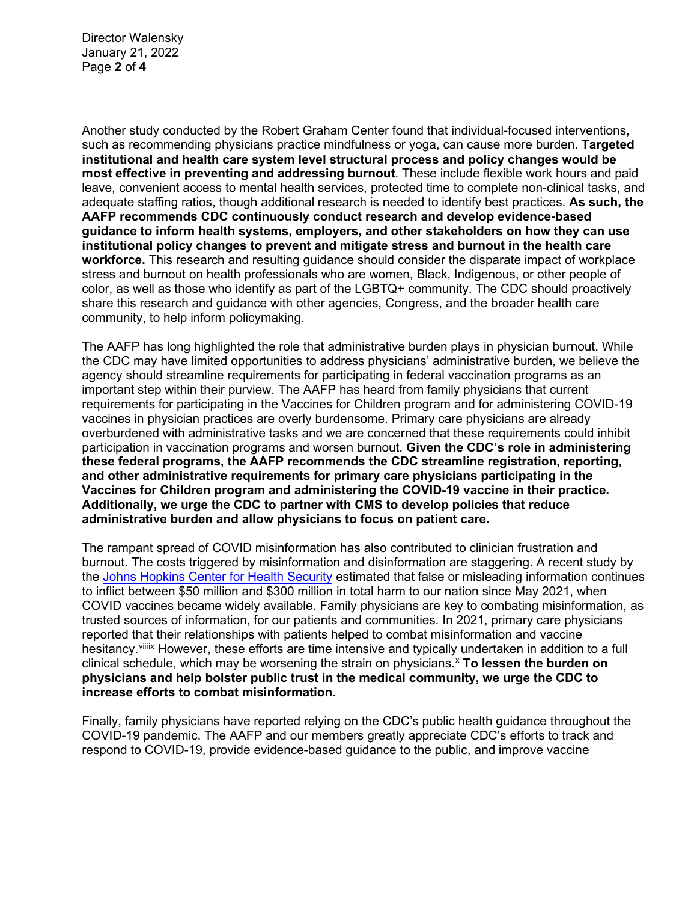Another study conducted by the Robert Graham Center found that individual-focused interventions, such as recommending physicians practice mindfulness or yoga, can cause more burden. **Targeted institutional and health care system level structural process and policy changes would be most effective in preventing and addressing burnout**. These include flexible work hours and paid leave, convenient access to mental health services, protected time to complete non-clinical tasks, and adequate staffing ratios, though additional research is needed to identify best practices. **As such, the AAFP recommends CDC continuously conduct research and develop evidence-based guidance to inform health systems, employers, and other stakeholders on how they can use institutional policy changes to prevent and mitigate stress and burnout in the health care workforce.** This research and resulting guidance should consider the disparate impact of workplace stress and burnout on health professionals who are women, Black, Indigenous, or other people of color, as well as those who identify as part of the LGBTQ+ community. The CDC should proactively share this research and guidance with other agencies, Congress, and the broader health care community, to help inform policymaking.

The AAFP has long highlighted the role that administrative burden plays in physician burnout. While the CDC may have limited opportunities to address physicians' administrative burden, we believe the agency should streamline requirements for participating in federal vaccination programs as an important step within their purview. The AAFP has heard from family physicians that current requirements for participating in the Vaccines for Children program and for administering COVID-19 vaccines in physician practices are overly burdensome. Primary care physicians are already overburdened with administrative tasks and we are concerned that these requirements could inhibit participation in vaccination programs and worsen burnout. **Given the CDC's role in administering these federal programs, the AAFP recommends the CDC streamline registration, reporting, and other administrative requirements for primary care physicians participating in the Vaccines for Children program and administering the COVID-19 vaccine in their practice. Additionally, we urge the CDC to partner with CMS to develop policies that reduce administrative burden and allow physicians to focus on patient care.**

The rampant spread of COVID misinformation has also contributed to clinician frustration and burnout. The costs triggered by misinformation and disinformation are staggering. A recent study by the Johns Hopkins Center for Health Security estimated that false or misleading information continues to inflict between $50 million and $300 million in total harm to our nation since May 2021, when COVID vaccines became widely available. Family physicians are key to combating misinformation, as trusted sources of information, for our patients and communities. In 2021, primary care physicians reported that their relationships with patients helped to combat misinformation and vaccine hesitancy.[viii][ix] However, these efforts are time intensive and typically undertaken in addition to a full clinical schedule, which may be worsening the strain on physicians.[x] **To lessen the burden on physicians and help bolster public trust in the medical community, we urge the CDC to increase efforts to combat misinformation.**

Finally, family physicians have reported relying on the CDC's public health guidance throughout the COVID-19 pandemic. The AAFP and our members greatly appreciate CDC's efforts to track and respond to COVID-19, provide evidence-based guidance to the public, and improve vaccine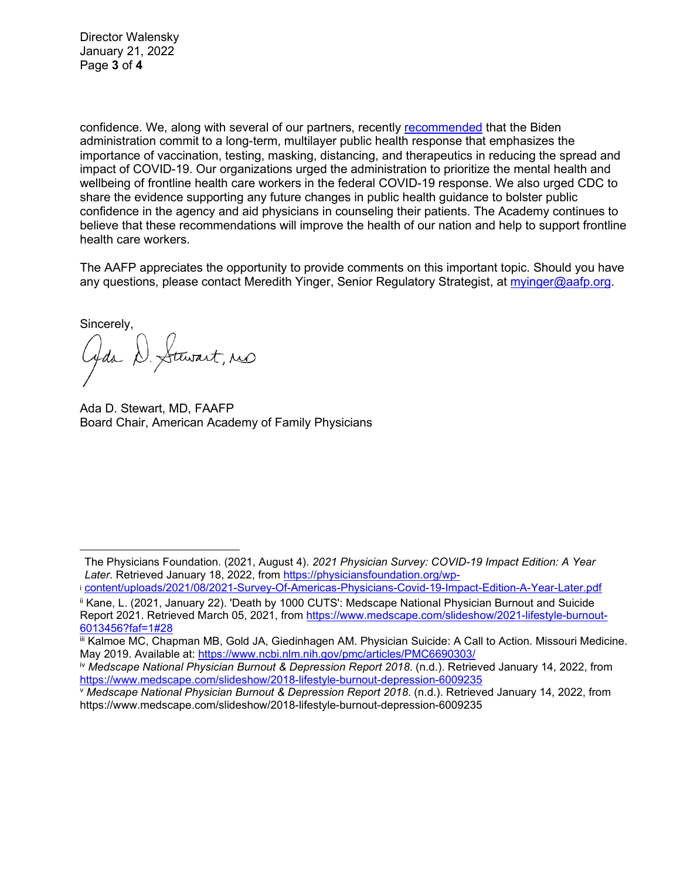confidence. We, along with several of our partners, recently recommended that the Biden administration commit to a long-term, multilayer public health response that emphasizes the importance of vaccination, testing, masking, distancing, and therapeutics in reducing the spread and impact of COVID-19. Our organizations urged the administration to prioritize the mental health and wellbeing of frontline health care workers in the federal COVID-19 response. We also urged CDC to share the evidence supporting any future changes in public health guidance to bolster public confidence in the agency and aid physicians in counseling their patients. The Academy continues to believe that these recommendations will improve the health of our nation and help to support frontline health care workers.

The AAFP appreciates the opportunity to provide comments on this important topic. Should you have any questions, please contact Meredith Yinger, Senior Regulatory Strategist, at myinger@aafp.org.

Sincerely,

Ada D. Stewart, MD, FAAFP
Board Chair, American Academy of Family Physicians

---

[i] The Physicians Foundation. (2021, August 4). *2021 Physician Survey: COVID-19 Impact Edition: A Year Later*. Retrieved January 18, 2022, from https://physiciansfoundation.org/wp-content/uploads/2021/08/2021-Survey-Of-Americas-Physicians-Covid-19-Impact-Edition-A-Year-Later.pdf

[ii] Kane, L. (2021, January 22). 'Death by 1000 CUTS': Medscape National Physician Burnout and Suicide Report 2021. Retrieved March 05, 2021, from https://www.medscape.com/slideshow/2021-lifestyle-burnout-6013456?faf=1#28

[iii] Kalmoe MC, Chapman MB, Gold JA, Giedinhagen AM. Physician Suicide: A Call to Action. Missouri Medicine. May 2019. Available at: https://www.ncbi.nlm.nih.gov/pmc/articles/PMC6690303/

[iv] *Medscape National Physician Burnout & Depression Report 2018*. (n.d.). Retrieved January 14, 2022, from https://www.medscape.com/slideshow/2018-lifestyle-burnout-depression-6009235

[v] *Medscape National Physician Burnout & Depression Report 2018*. (n.d.). Retrieved January 14, 2022, from https://www.medscape.com/slideshow/2018-lifestyle-burnout-depression-6009235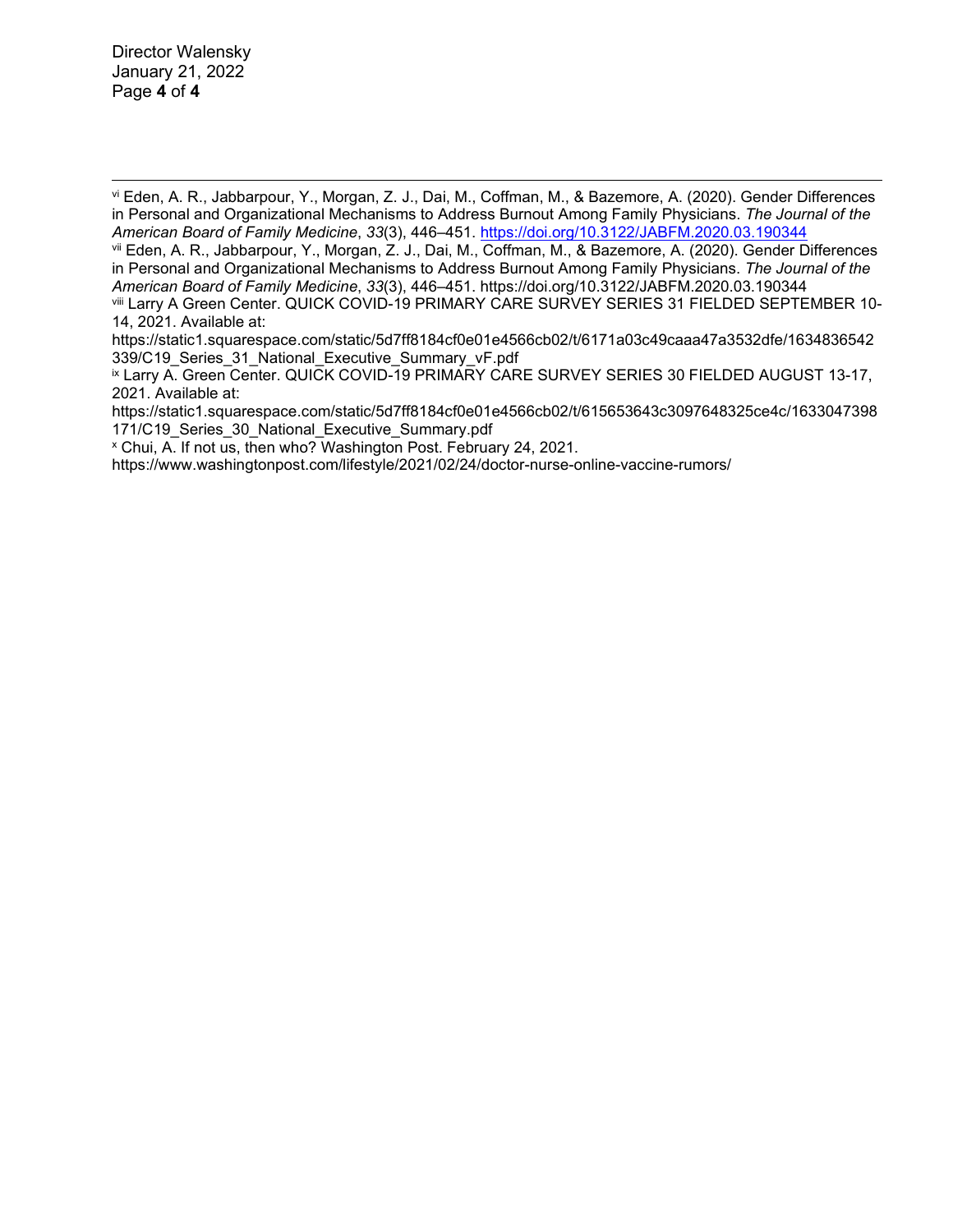[vi] Eden, A. R., Jabbarpour, Y., Morgan, Z. J., Dai, M., Coffman, M., & Bazemore, A. (2020). Gender Differences in Personal and Organizational Mechanisms to Address Burnout Among Family Physicians. *The Journal of the American Board of Family Medicine*, *33*(3), 446–451. https://doi.org/10.3122/JABFM.2020.03.190344

[vii] Eden, A. R., Jabbarpour, Y., Morgan, Z. J., Dai, M., Coffman, M., & Bazemore, A. (2020). Gender Differences in Personal and Organizational Mechanisms to Address Burnout Among Family Physicians. *The Journal of the American Board of Family Medicine*, *33*(3), 446–451. https://doi.org/10.3122/JABFM.2020.03.190344

[viii] Larry A Green Center. QUICK COVID-19 PRIMARY CARE SURVEY SERIES 31 FIELDED SEPTEMBER 10-14, 2021. Available at: https://static1.squarespace.com/static/5d7ff8184cf0e01e4566cb02/t/6171a03c49caaa47a3532dfe/1634836542339/C19_Series_31_National_Executive_Summary_vF.pdf

[ix] Larry A. Green Center. QUICK COVID-19 PRIMARY CARE SURVEY SERIES 30 FIELDED AUGUST 13-17, 2021. Available at: https://static1.squarespace.com/static/5d7ff8184cf0e01e4566cb02/t/615653643c3097648325ce4c/1633047398171/C19_Series_30_National_Executive_Summary.pdf

[x] Chui, A. If not us, then who? Washington Post. February 24, 2021. https://www.washingtonpost.com/lifestyle/2021/02/24/doctor-nurse-online-vaccine-rumors/